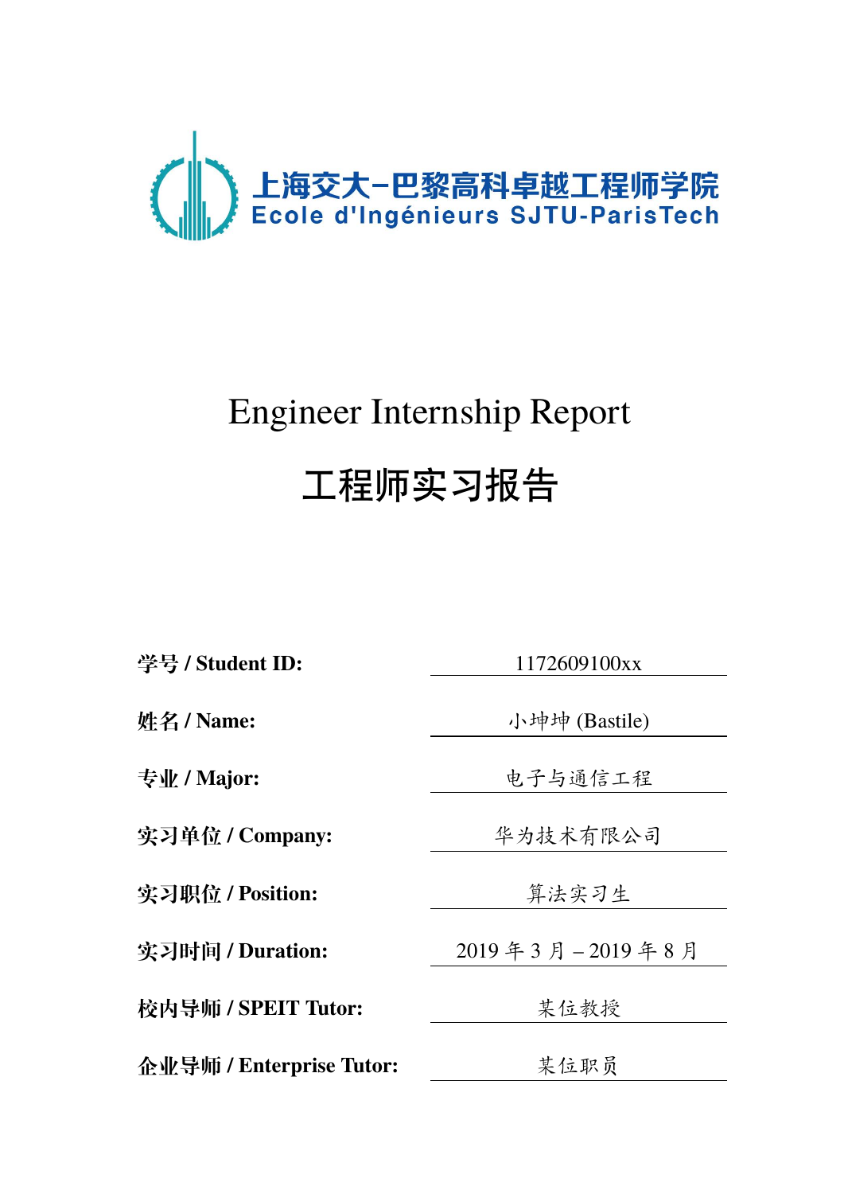上海交大-巴黎高科卓越工程师学院

Ecole d'Ingénieurs SJTU-ParisTech

# Engineer Internship Report

# 工程师实习报告

| | |
|---|---|
| **学号 / Student ID:** | 1172609100xx |
| **姓名 / Name:** | 小坤坤 (Bastile) |
| **专业 / Major:** | 电子与通信工程 |
| **实习单位 / Company:** | 华为技术有限公司 |
| **实习职位 / Position:** | 算法实习生 |
| **实习时间 / Duration:** | 2019 年 3 月 – 2019 年 8 月 |
| **校内导师 / SPEIT Tutor:** | 某位教授 |
| **企业导师 / Enterprise Tutor:** | 某位职员 |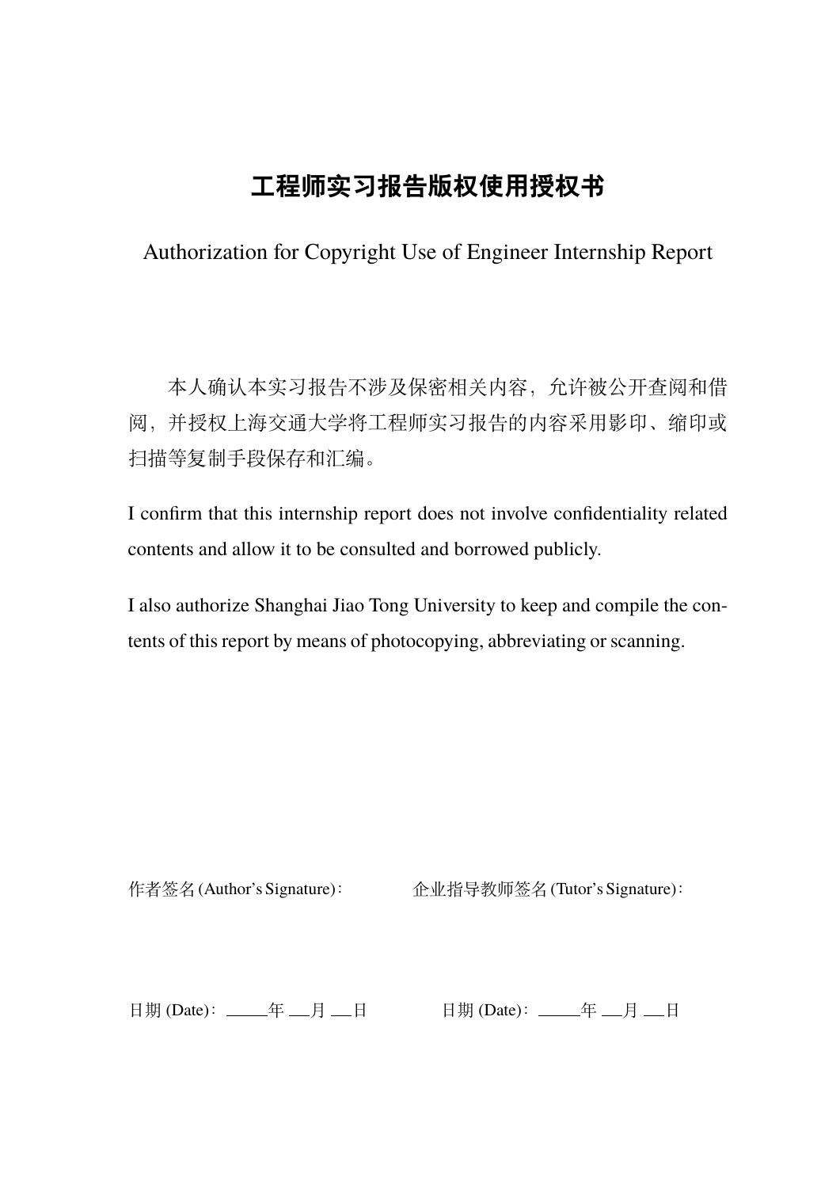# 工程师实习报告版权使用授权书

Authorization for Copyright Use of Engineer Internship Report

本人确认本实习报告不涉及保密相关内容，允许被公开查阅和借阅，并授权上海交通大学将工程师实习报告的内容采用影印、缩印或扫描等复制手段保存和汇编。

I confirm that this internship report does not involve confidentiality related contents and allow it to be consulted and borrowed publicly.

I also authorize Shanghai Jiao Tong University to keep and compile the contents of this report by means of photocopying, abbreviating or scanning.

作者签名 (Author's Signature)：　　　　企业指导教师签名 (Tutor's Signature)：

日期 (Date)：\_\_\_\_\_年 \_\_月 \_\_日　　　　日期 (Date)：\_\_\_\_\_年 \_\_月 \_\_日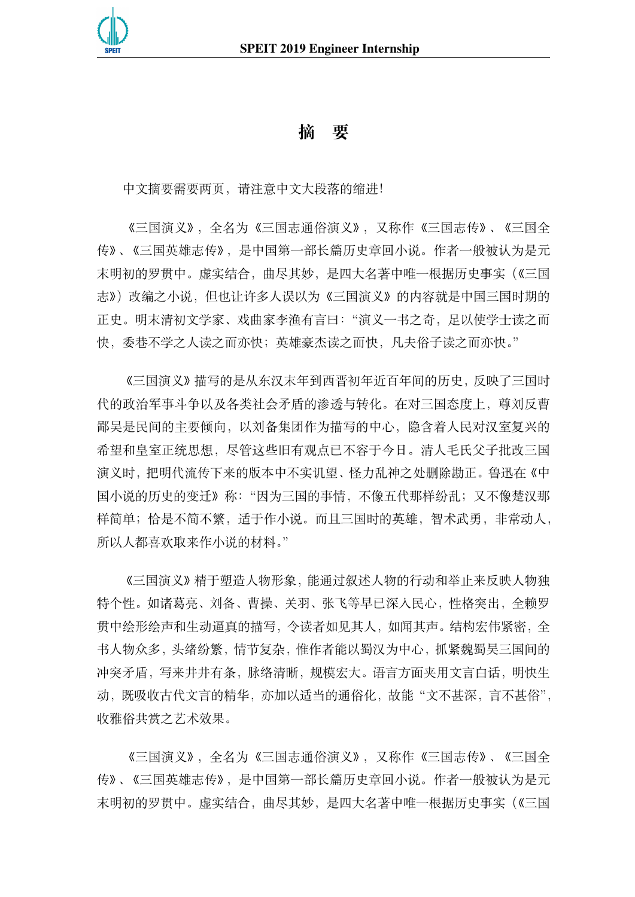# 摘　要

中文摘要需要两页，请注意中文大段落的缩进！

《三国演义》，全名为《三国志通俗演义》，又称作《三国志传》、《三国全传》、《三国英雄志传》，是中国第一部长篇历史章回小说。作者一般被认为是元末明初的罗贯中。虚实结合，曲尽其妙，是四大名著中唯一根据历史事实（《三国志》）改编之小说，但也让许多人误以为《三国演义》的内容就是中国三国时期的正史。明末清初文学家、戏曲家李渔有言曰："演义一书之奇，足以使学士读之而快，委巷不学之人读之而亦快；英雄豪杰读之而快，凡夫俗子读之而亦快。"

《三国演义》描写的是从东汉末年到西晋初年近百年间的历史，反映了三国时代的政治军事斗争以及各类社会矛盾的渗透与转化。在对三国态度上，尊刘反曹鄙吴是民间的主要倾向，以刘备集团作为描写的中心，隐含着人民对汉室复兴的希望和皇室正统思想，尽管这些旧有观点已不容于今日。清人毛氏父子批改三国演义时，把明代流传下来的版本中不实讥望、怪力乱神之处删除勘正。鲁迅在《中国小说的历史的变迁》称："因为三国的事情，不像五代那样纷乱；又不像楚汉那样简单；恰是不简不繁，适于作小说。而且三国时的英雄，智术武勇，非常动人，所以人都喜欢取来作小说的材料。"

《三国演义》精于塑造人物形象，能通过叙述人物的行动和举止来反映人物独特个性。如诸葛亮、刘备、曹操、关羽、张飞等早已深入民心，性格突出，全赖罗贯中绘形绘声和生动逼真的描写，令读者如见其人，如闻其声。结构宏伟紧密，全书人物众多，头绪纷繁，情节复杂，惟作者能以蜀汉为中心，抓紧魏蜀吴三国间的冲突矛盾，写来井井有条，脉络清晰，规模宏大。语言方面夹用文言白话，明快生动，既吸收古代文言的精华，亦加以适当的通俗化，故能"文不甚深，言不甚俗"，收雅俗共赏之艺术效果。

《三国演义》，全名为《三国志通俗演义》，又称作《三国志传》、《三国全传》、《三国英雄志传》，是中国第一部长篇历史章回小说。作者一般被认为是元末明初的罗贯中。虚实结合，曲尽其妙，是四大名著中唯一根据历史事实（《三国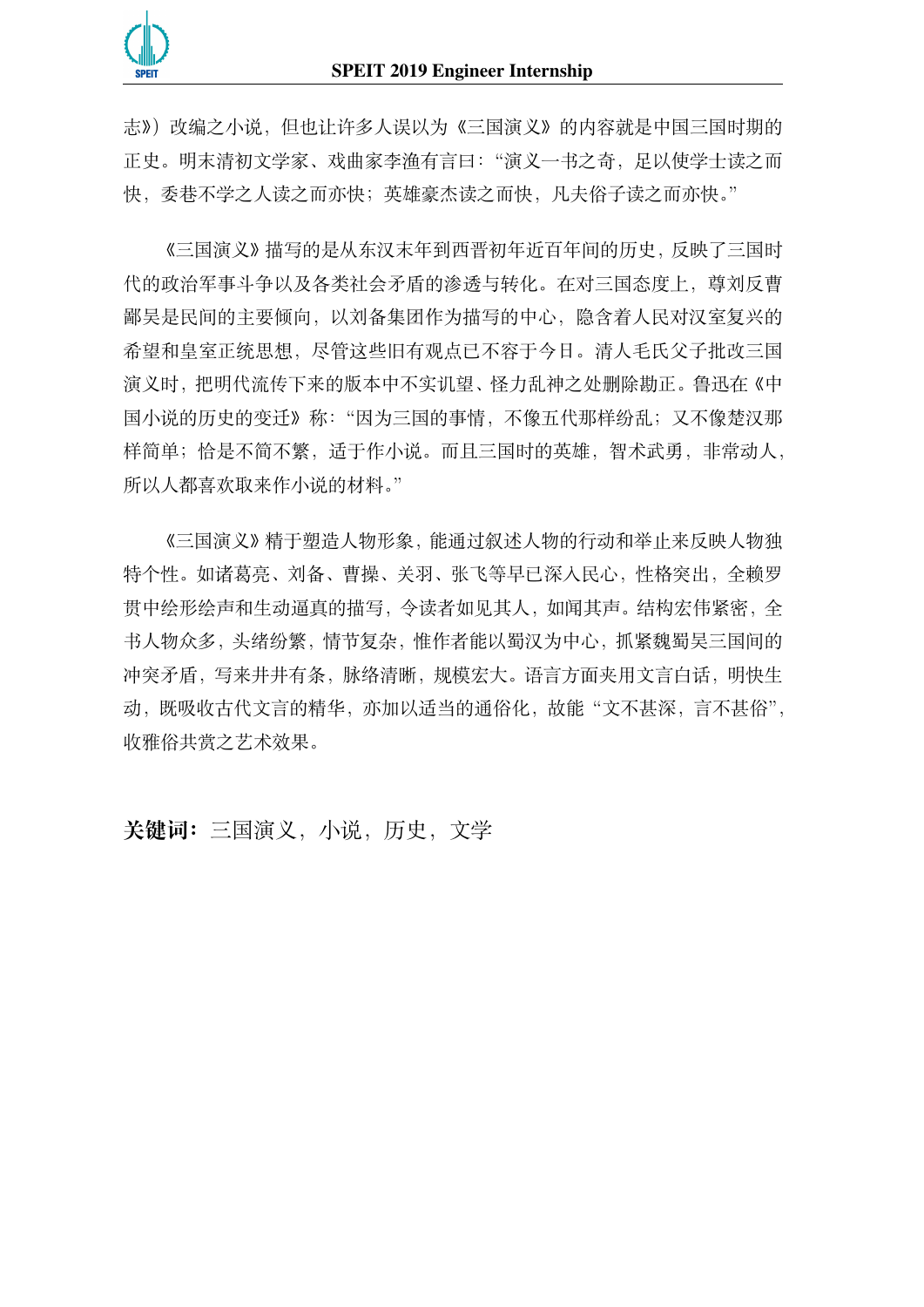志》）改编之小说，但也让许多人误以为《三国演义》的内容就是中国三国时期的正史。明末清初文学家、戏曲家李渔有言曰："演义一书之奇，足以使学士读之而快，委巷不学之人读之而亦快；英雄豪杰读之而快，凡夫俗子读之而亦快。"

《三国演义》描写的是从东汉末年到西晋初年近百年间的历史，反映了三国时代的政治军事斗争以及各类社会矛盾的渗透与转化。在对三国态度上，尊刘反曹鄙吴是民间的主要倾向，以刘备集团作为描写的中心，隐含着人民对汉室复兴的希望和皇室正统思想，尽管这些旧有观点已不容于今日。清人毛氏父子批改三国演义时，把明代流传下来的版本中不实讥望、怪力乱神之处删除勘正。鲁迅在《中国小说的历史的变迁》称："因为三国的事情，不像五代那样纷乱；又不像楚汉那样简单；恰是不简不繁，适于作小说。而且三国时的英雄，智术武勇，非常动人，所以人都喜欢取来作小说的材料。"

《三国演义》精于塑造人物形象，能通过叙述人物的行动和举止来反映人物独特个性。如诸葛亮、刘备、曹操、关羽、张飞等早已深入民心，性格突出，全赖罗贯中绘形绘声和生动逼真的描写，令读者如见其人，如闻其声。结构宏伟紧密，全书人物众多，头绪纷繁，情节复杂，惟作者能以蜀汉为中心，抓紧魏蜀吴三国间的冲突矛盾，写来井井有条，脉络清晰，规模宏大。语言方面夹用文言白话，明快生动，既吸收古代文言的精华，亦加以适当的通俗化，故能"文不甚深，言不甚俗"，收雅俗共赏之艺术效果。

**关键词：** 三国演义，小说，历史，文学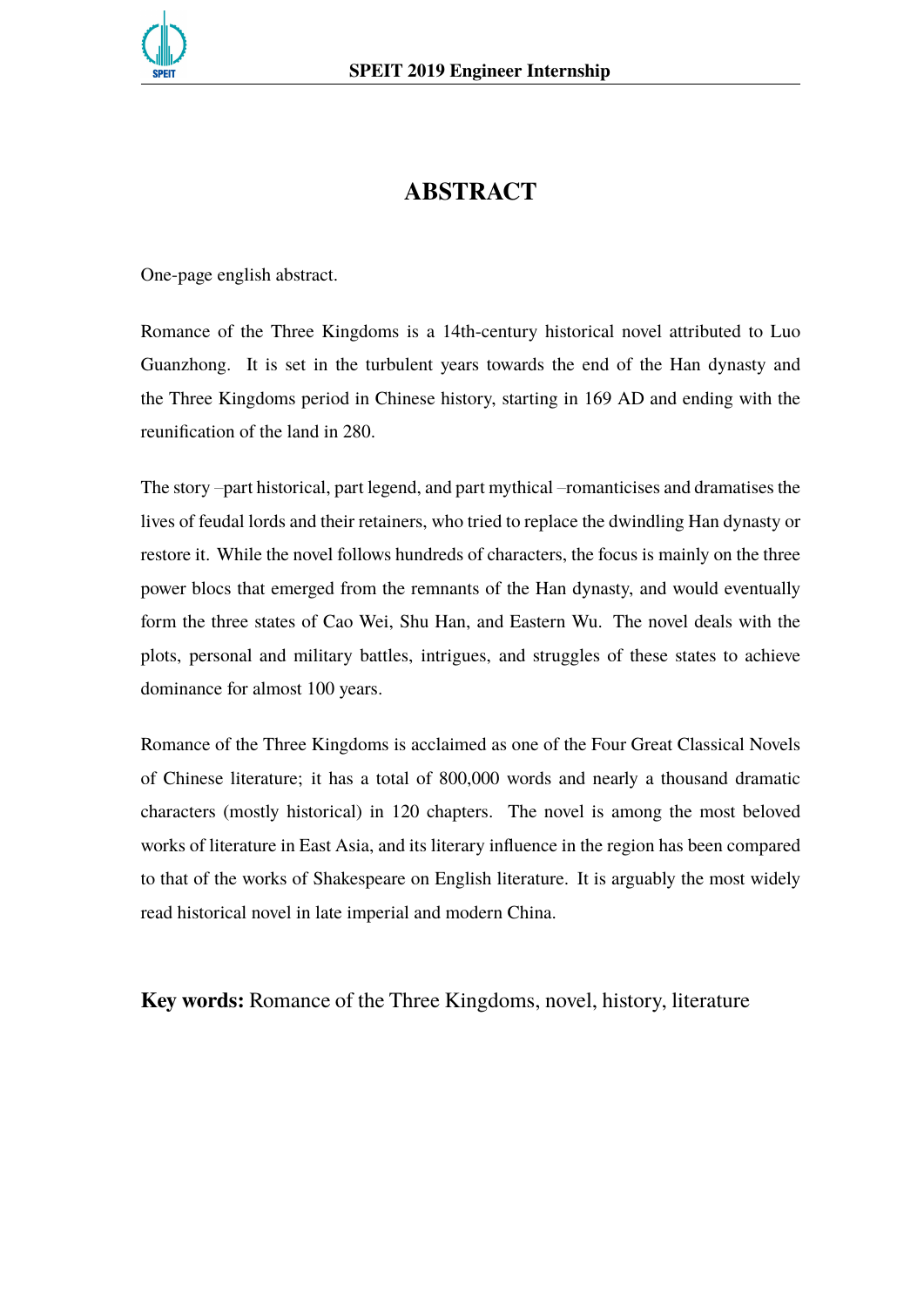# ABSTRACT

One-page english abstract.

Romance of the Three Kingdoms is a 14th-century historical novel attributed to Luo Guanzhong. It is set in the turbulent years towards the end of the Han dynasty and the Three Kingdoms period in Chinese history, starting in 169 AD and ending with the reunification of the land in 280.

The story –part historical, part legend, and part mythical –romanticises and dramatises the lives of feudal lords and their retainers, who tried to replace the dwindling Han dynasty or restore it. While the novel follows hundreds of characters, the focus is mainly on the three power blocs that emerged from the remnants of the Han dynasty, and would eventually form the three states of Cao Wei, Shu Han, and Eastern Wu. The novel deals with the plots, personal and military battles, intrigues, and struggles of these states to achieve dominance for almost 100 years.

Romance of the Three Kingdoms is acclaimed as one of the Four Great Classical Novels of Chinese literature; it has a total of 800,000 words and nearly a thousand dramatic characters (mostly historical) in 120 chapters. The novel is among the most beloved works of literature in East Asia, and its literary influence in the region has been compared to that of the works of Shakespeare on English literature. It is arguably the most widely read historical novel in late imperial and modern China.

**Key words:** Romance of the Three Kingdoms, novel, history, literature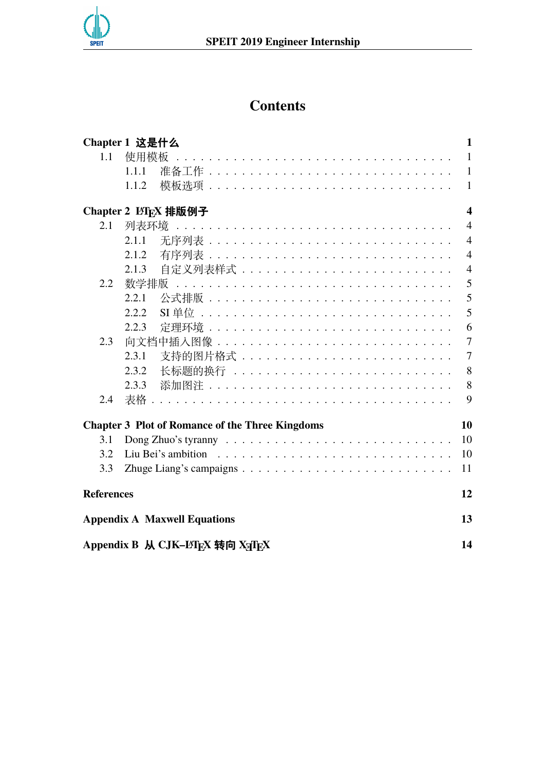# Contents

**Chapter 1 这是什么** **1**

- 1.1 使用模板 1
  - 1.1.1 准备工作 1
  - 1.1.2 模板选项 1

**Chapter 2 LaTeX 排版例子** **4**

- 2.1 列表环境 4
  - 2.1.1 无序列表 4
  - 2.1.2 有序列表 4
  - 2.1.3 自定义列表样式 4
- 2.2 数学排版 5
  - 2.2.1 公式排版 5
  - 2.2.2 SI 单位 5
  - 2.2.3 定理环境 6
- 2.3 向文档中插入图像 7
  - 2.3.1 支持的图片格式 7
  - 2.3.2 长标题的换行 8
  - 2.3.3 添加图注 8
- 2.4 表格 9

**Chapter 3 Plot of Romance of the Three Kingdoms** **10**

- 3.1 Dong Zhuo's tyranny 10
- 3.2 Liu Bei's ambition 10
- 3.3 Zhuge Liang's campaigns 11

**References** **12**

**Appendix A Maxwell Equations** **13**

**Appendix B 从 CJK–LaTeX 转向 XeTeX** **14**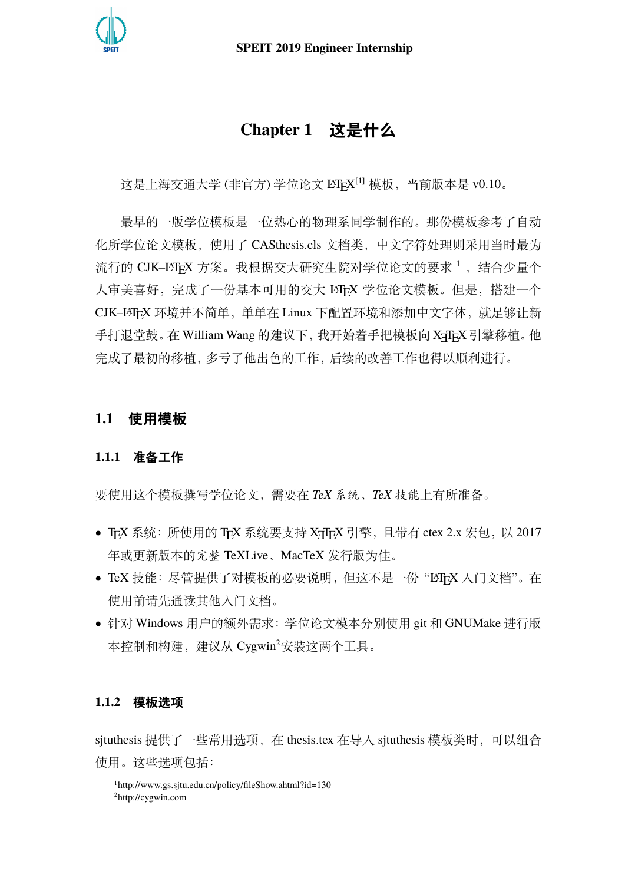# Chapter 1 这是什么

这是上海交通大学 (非官方) 学位论文 LaTeX[1] 模板，当前版本是 v0.10。

最早的一版学位模板是一位热心的物理系同学制作的。那份模板参考了自动化所学位论文模板，使用了 CASthesis.cls 文档类，中文字符处理则采用当时最为流行的 CJK–LaTeX 方案。我根据交大研究生院对学位论文的要求 [1]，结合少量个人审美喜好，完成了一份基本可用的交大 LaTeX 学位论文模板。但是，搭建一个 CJK–LaTeX 环境并不简单，单单在 Linux 下配置环境和添加中文字体，就足够让新手打退堂鼓。在 William Wang 的建议下，我开始着手把模板向 XeTeX 引擎移植。他完成了最初的移植，多亏了他出色的工作，后续的改善工作也得以顺利进行。

## 1.1 使用模板

### 1.1.1 准备工作

要使用这个模板撰写学位论文，需要在 *TeX* 系统、*TeX* 技能上有所准备。

- TeX 系统：所使用的 TeX 系统要支持 XeTeX 引擎，且带有 ctex 2.x 宏包，以 2017 年或更新版本的完整 TeXLive、MacTeX 发行版为佳。
- TeX 技能：尽管提供了对模板的必要说明，但这不是一份 “LaTeX 入门文档”。在使用前请先通读其他入门文档。
- 针对 Windows 用户的额外需求：学位论文模本分别使用 git 和 GNUMake 进行版本控制和构建，建议从 Cygwin[2]安装这两个工具。

### 1.1.2 模板选项

sjtuthesis 提供了一些常用选项，在 thesis.tex 在导入 sjtuthesis 模板类时，可以组合使用。这些选项包括：

[1] http://www.gs.sjtu.edu.cn/policy/fileShow.ahtml?id=130

[2] http://cygwin.com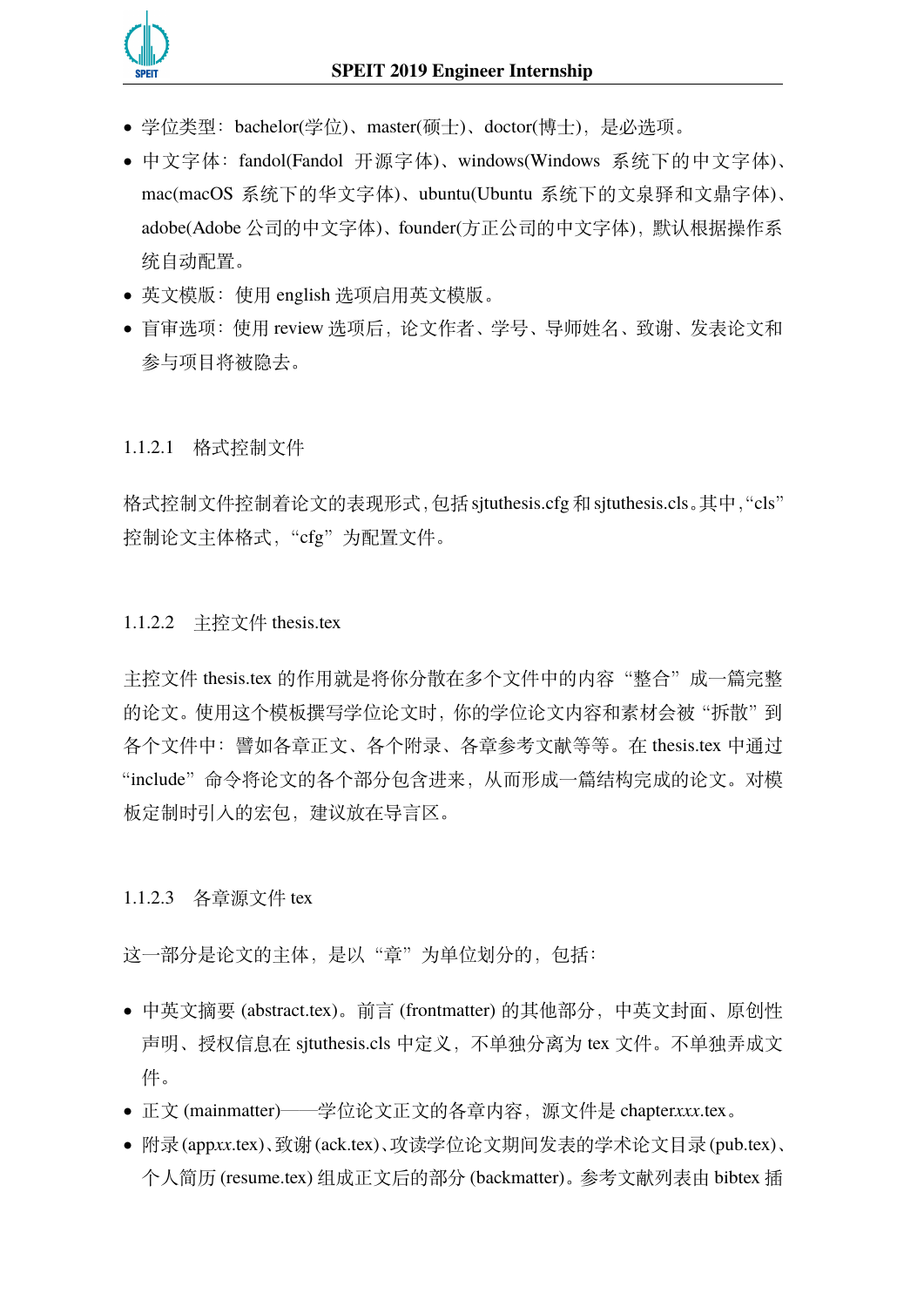- 学位类型：bachelor(学位)、master(硕士)、doctor(博士)，是必选项。
- 中文字体：fandol(Fandol 开源字体)、windows(Windows 系统下的中文字体)、mac(macOS 系统下的华文字体)、ubuntu(Ubuntu 系统下的文泉驿和文鼎字体)、adobe(Adobe 公司的中文字体)、founder(方正公司的中文字体)，默认根据操作系统自动配置。
- 英文模版：使用 english 选项启用英文模版。
- 盲审选项：使用 review 选项后，论文作者、学号、导师姓名、致谢、发表论文和参与项目将被隐去。

#### 1.1.2.1 格式控制文件

格式控制文件控制着论文的表现形式，包括 sjtuthesis.cfg 和 sjtuthesis.cls。其中，“cls”控制论文主体格式，“cfg”为配置文件。

#### 1.1.2.2 主控文件 thesis.tex

主控文件 thesis.tex 的作用就是将你分散在多个文件中的内容“整合”成一篇完整的论文。使用这个模板撰写学位论文时，你的学位论文内容和素材会被“拆散”到各个文件中：譬如各章正文、各个附录、各章参考文献等等。在 thesis.tex 中通过“include”命令将论文的各个部分包含进来，从而形成一篇结构完成的论文。对模板定制时引入的宏包，建议放在导言区。

#### 1.1.2.3 各章源文件 tex

这一部分是论文的主体，是以“章”为单位划分的，包括：

- 中英文摘要 (abstract.tex)。前言 (frontmatter) 的其他部分，中英文封面、原创性声明、授权信息在 sjtuthesis.cls 中定义，不单独分离为 tex 文件。不单独弄成文件。
- 正文 (mainmatter)——学位论文正文的各章内容，源文件是 chapter*xxx*.tex。
- 附录 (app*xx*.tex)、致谢 (ack.tex)、攻读学位论文期间发表的学术论文目录 (pub.tex)、个人简历 (resume.tex) 组成正文后的部分 (backmatter)。参考文献列表由 bibtex 插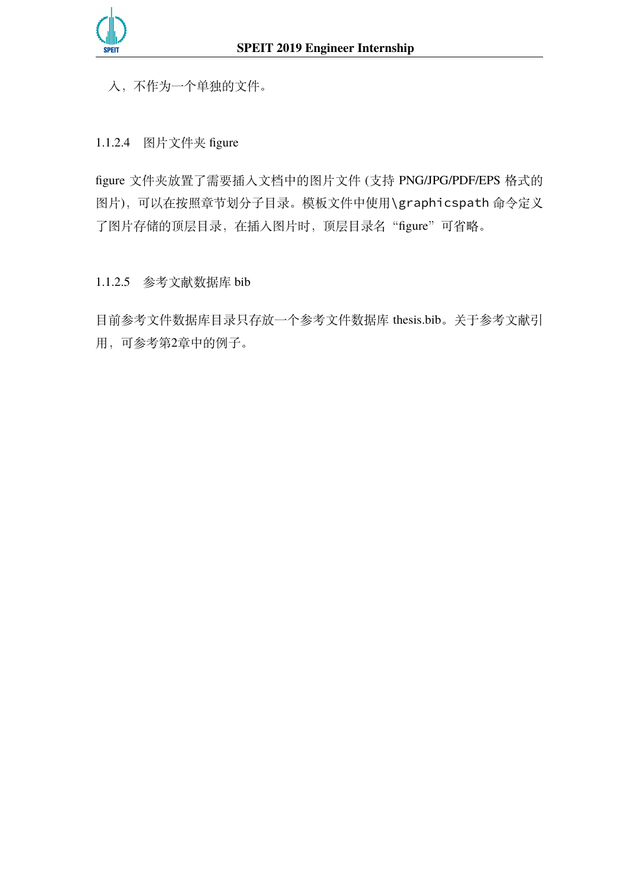入，不作为一个单独的文件。

#### 1.1.2.4 图片文件夹 figure

figure 文件夹放置了需要插入文档中的图片文件 (支持 PNG/JPG/PDF/EPS 格式的图片)，可以在按照章节划分子目录。模板文件中使用`\graphicspath`命令定义了图片存储的顶层目录，在插入图片时，顶层目录名“figure”可省略。

#### 1.1.2.5 参考文献数据库 bib

目前参考文件数据库目录只存放一个参考文件数据库 thesis.bib。关于参考文献引用，可参考第2章中的例子。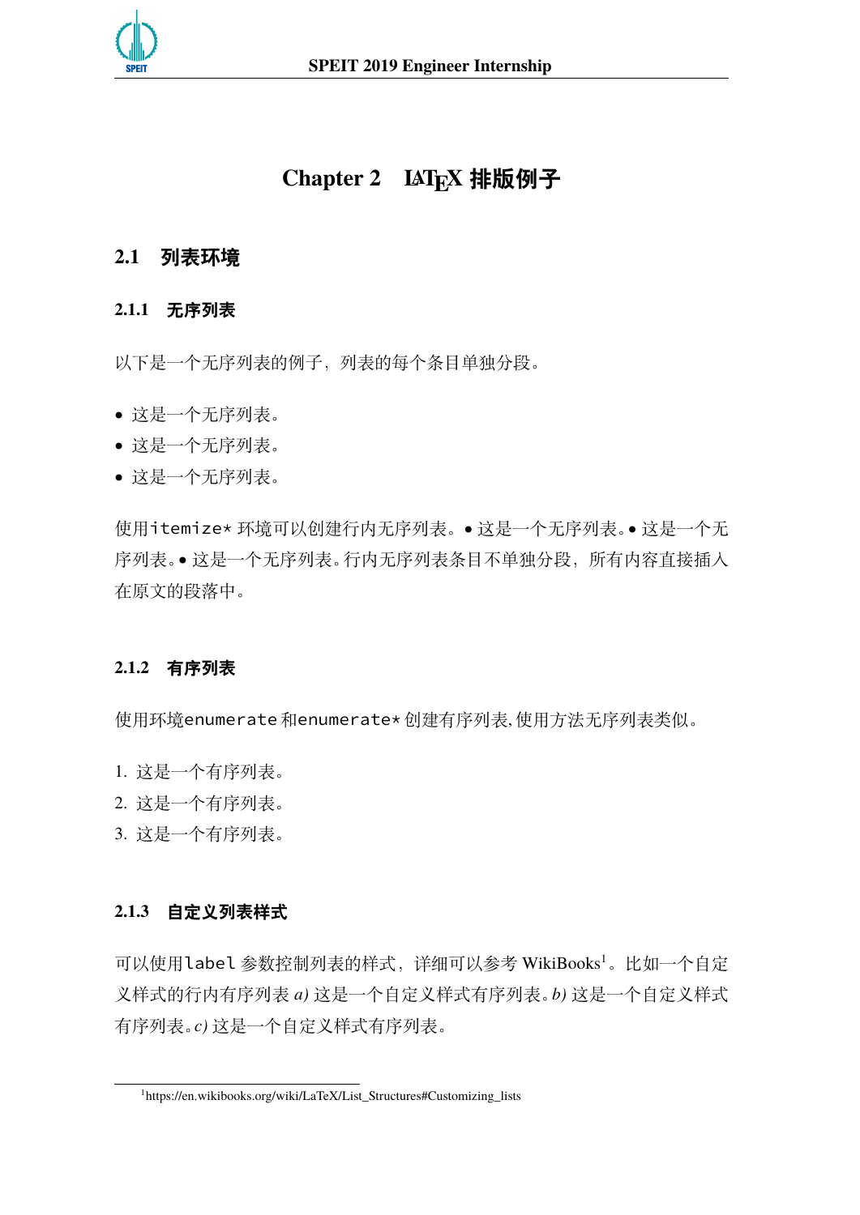# Chapter 2　LaTeX 排版例子

## 2.1　列表环境

### 2.1.1　无序列表

以下是一个无序列表的例子，列表的每个条目单独分段。

- 这是一个无序列表。
- 这是一个无序列表。
- 这是一个无序列表。

使用`itemize*`环境可以创建行内无序列表。• 这是一个无序列表。• 这是一个无序列表。• 这是一个无序列表。行内无序列表条目不单独分段，所有内容直接插入在原文的段落中。

### 2.1.2　有序列表

使用环境`enumerate`和`enumerate*`创建有序列表,使用方法无序列表类似。

1. 这是一个有序列表。
2. 这是一个有序列表。
3. 这是一个有序列表。

### 2.1.3　自定义列表样式

可以使用`label`参数控制列表的样式，详细可以参考 WikiBooks[1]。比如一个自定义样式的行内有序列表 *a)* 这是一个自定义样式有序列表。*b)* 这是一个自定义样式有序列表。*c)* 这是一个自定义样式有序列表。

[1] https://en.wikibooks.org/wiki/LaTeX/List_Structures#Customizing_lists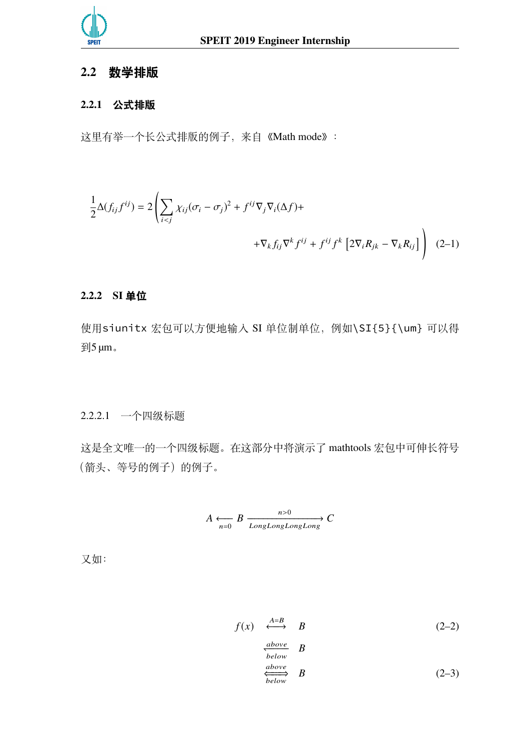## 2.2 数学排版

### 2.2.1 公式排版

这里有举一个长公式排版的例子，来自《Math mode》：

$$\frac{1}{2}\Delta(f_{ij}f^{ij}) = 2\left(\sum_{i<j}\chi_{ij}(\sigma_i - \sigma_j)^2 + f^{ij}\nabla_j\nabla_i(\Delta f) + \right.$$
$$\left. + \nabla_k f_{ij}\nabla^k f^{ij} + f^{ij}f^k\left[2\nabla_i R_{jk} - \nabla_k R_{ij}\right]\right) \quad (2\text{–}1)$$

### 2.2.2 SI 单位

使用siunitx 宏包可以方便地输入 SI 单位制单位，例如\SI{5}{\um} 可以得到5 μm。

#### 2.2.2.1 一个四级标题

这是全文唯一的一个四级标题。在这部分中将演示了 mathtools 宏包中可伸长符号（箭头、等号的例子）的例子。

$$A \xleftarrow[n=0]{} B \xrightarrow[LongLongLongLong]{n>0} C$$

又如：

$$f(x) \quad \xleftrightarrow{A=B} \quad B \quad (2\text{–}2)$$
$$\xleftharpoondown[below]{above} \quad B$$
$$\xLeftrightarrow[below]{above} \quad B \quad (2\text{–}3)$$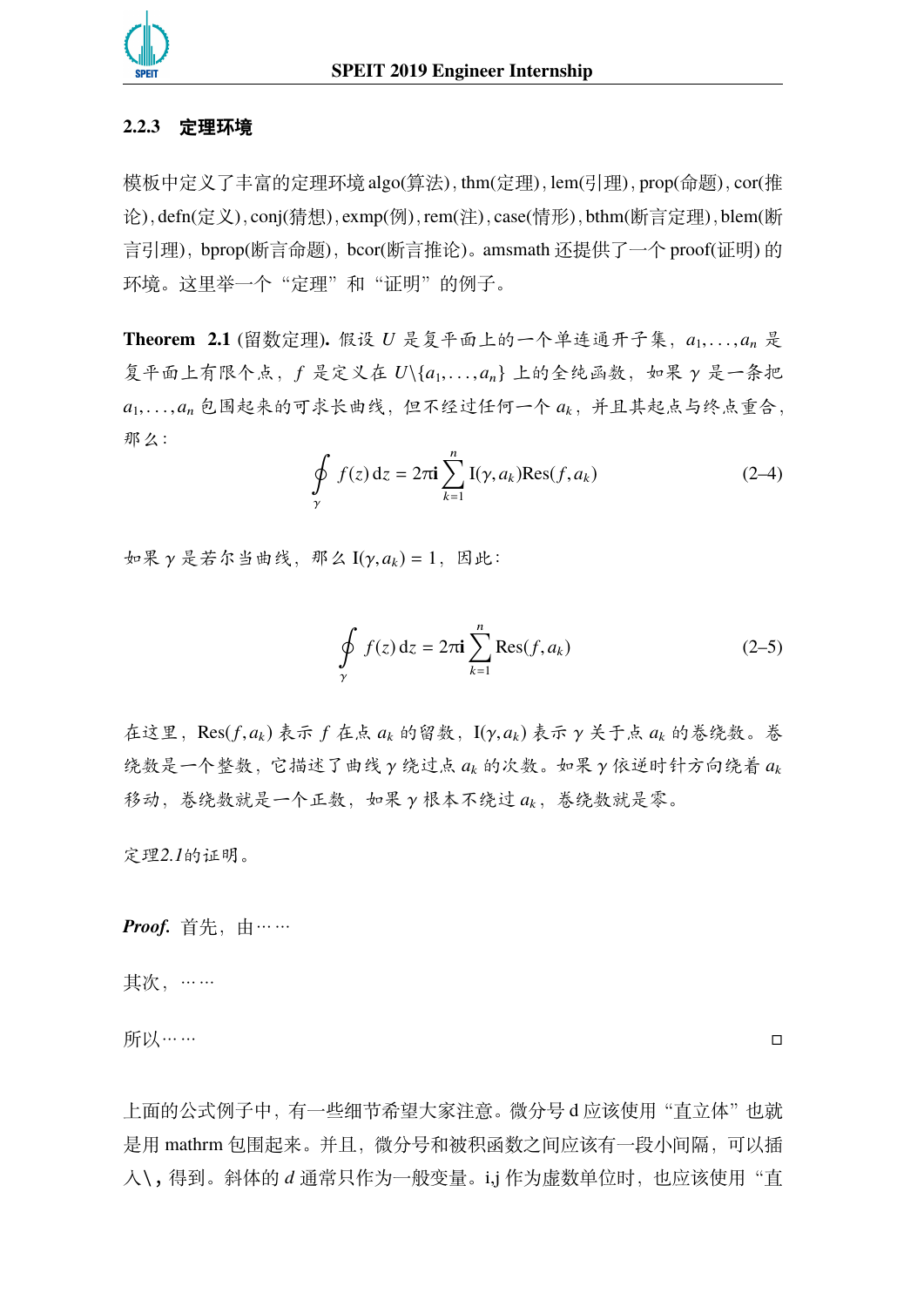### 2.2.3 定理环境

模板中定义了丰富的定理环境 algo(算法), thm(定理), lem(引理), prop(命题), cor(推论), defn(定义), conj(猜想), exmp(例), rem(注), case(情形), bthm(断言定理), blem(断言引理), bprop(断言命题), bcor(断言推论)。amsmath 还提供了一个 proof(证明) 的环境。这里举一个"定理"和"证明"的例子。

**Theorem 2.1** (留数定理)**.** *假设 $U$ 是复平面上的一个单连通开子集，$a_1, \ldots, a_n$ 是复平面上有限个点，$f$ 是定义在 $U\backslash\{a_1, \ldots, a_n\}$ 上的全纯函数，如果 $\gamma$ 是一条把 $a_1, \ldots, a_n$ 包围起来的可求长曲线，但不经过任何一个 $a_k$，并且其起点与终点重合，那么：*

$$\oint_{\gamma} f(z)\,\mathrm{d}z = 2\pi\mathbf{i}\sum_{k=1}^{n} \mathrm{I}(\gamma, a_k)\mathrm{Res}(f, a_k) \tag{2–4}$$

*如果 $\gamma$ 是若尔当曲线，那么 $\mathrm{I}(\gamma, a_k) = 1$，因此：*

$$\oint_{\gamma} f(z)\,\mathrm{d}z = 2\pi\mathbf{i}\sum_{k=1}^{n} \mathrm{Res}(f, a_k) \tag{2–5}$$

*在这里，$\mathrm{Res}(f, a_k)$ 表示 $f$ 在点 $a_k$ 的留数，$\mathrm{I}(\gamma, a_k)$ 表示 $\gamma$ 关于点 $a_k$ 的卷绕数。卷绕数是一个整数，它描述了曲线 $\gamma$ 绕过点 $a_k$ 的次数。如果 $\gamma$ 依逆时针方向绕着 $a_k$ 移动，卷绕数就是一个正数，如果 $\gamma$ 根本不绕过 $a_k$，卷绕数就是零。*

*定理2.1的证明。*

***Proof.*** 首先，由……

其次，……

所以…… □

上面的公式例子中，有一些细节希望大家注意。微分号 d 应该使用"直立体"也就是用 mathrm 包围起来。并且，微分号和被积函数之间应该有一段小间隔，可以插入\, 得到。斜体的 $d$ 通常只作为一般变量。i,j 作为虚数单位时，也应该使用"直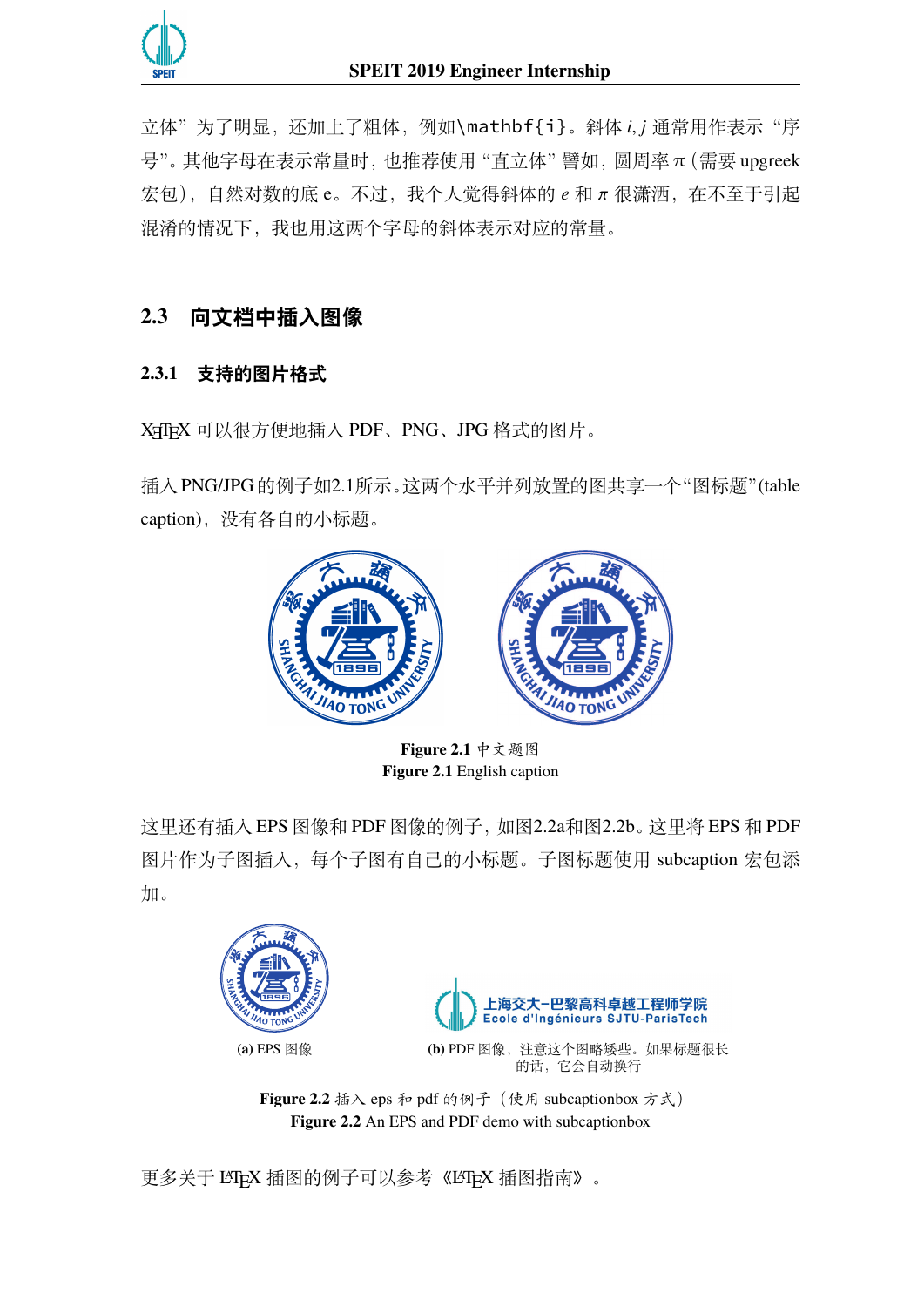立体”为了明显，还加上了粗体，例如\mathbf{i}。斜体 $i, j$ 通常用作表示“序号”。其他字母在表示常量时，也推荐使用“直立体”譬如，圆周率 π（需要 upgreek 宏包），自然对数的底 e。不过，我个人觉得斜体的 $e$ 和 $\pi$ 很潇洒，在不至于引起混淆的情况下，我也用这两个字母的斜体表示对应的常量。

## 2.3 向文档中插入图像

### 2.3.1 支持的图片格式

XeTeX 可以很方便地插入 PDF、PNG、JPG 格式的图片。

插入 PNG/JPG 的例子如2.1所示。这两个水平并列放置的图共享一个“图标题”(table caption)，没有各自的小标题。

**Figure 2.1** 中文题图
**Figure 2.1** English caption

这里还有插入 EPS 图像和 PDF 图像的例子，如图2.2a和图2.2b。这里将 EPS 和 PDF 图片作为子图插入，每个子图有自己的小标题。子图标题使用 subcaption 宏包添加。

上海交大-巴黎高科卓越工程师学院
Ecole d'Ingénieurs SJTU-ParisTech

**(a)** EPS 图像

**(b)** PDF 图像，注意这个图略矮些。如果标题很长的话，它会自动换行

**Figure 2.2** 插入 eps 和 pdf 的例子（使用 subcaptionbox 方式）
**Figure 2.2** An EPS and PDF demo with subcaptionbox

更多关于 LaTeX 插图的例子可以参考《LaTeX 插图指南》。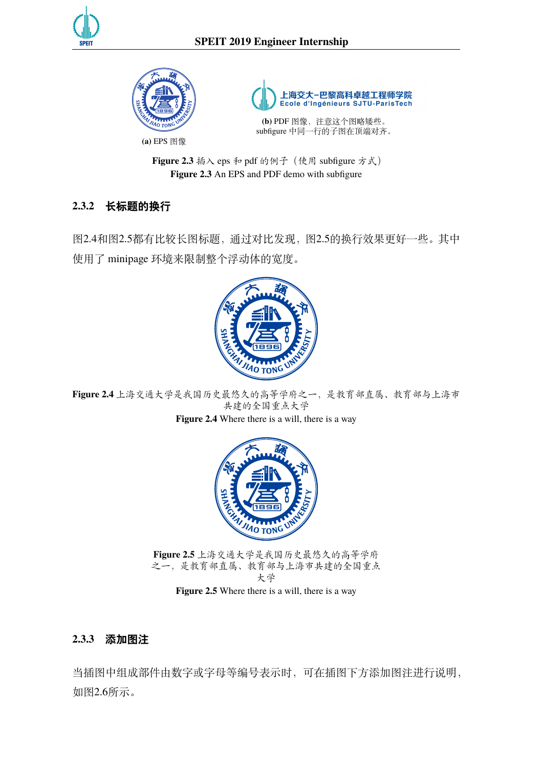(a) EPS 图像

(b) PDF 图像，注意这个图略矮些。subfigure 中同一行的子图在顶端对齐。

**Figure 2.3** 插入 eps 和 pdf 的例子（使用 subfigure 方式）

**Figure 2.3** An EPS and PDF demo with subfigure

### 2.3.2 长标题的换行

图2.4和图2.5都有比较长图标题，通过对比发现，图2.5的换行效果更好一些。其中使用了 minipage 环境来限制整个浮动体的宽度。

**Figure 2.4** 上海交通大学是我国历史最悠久的高等学府之一，是教育部直属、教育部与上海市共建的全国重点大学

**Figure 2.4** Where there is a will, there is a way

**Figure 2.5** 上海交通大学是我国历史最悠久的高等学府之一，是教育部直属、教育部与上海市共建的全国重点大学

**Figure 2.5** Where there is a will, there is a way

### 2.3.3 添加图注

当插图中组成部件由数字或字母等编号表示时，可在插图下方添加图注进行说明，如图2.6所示。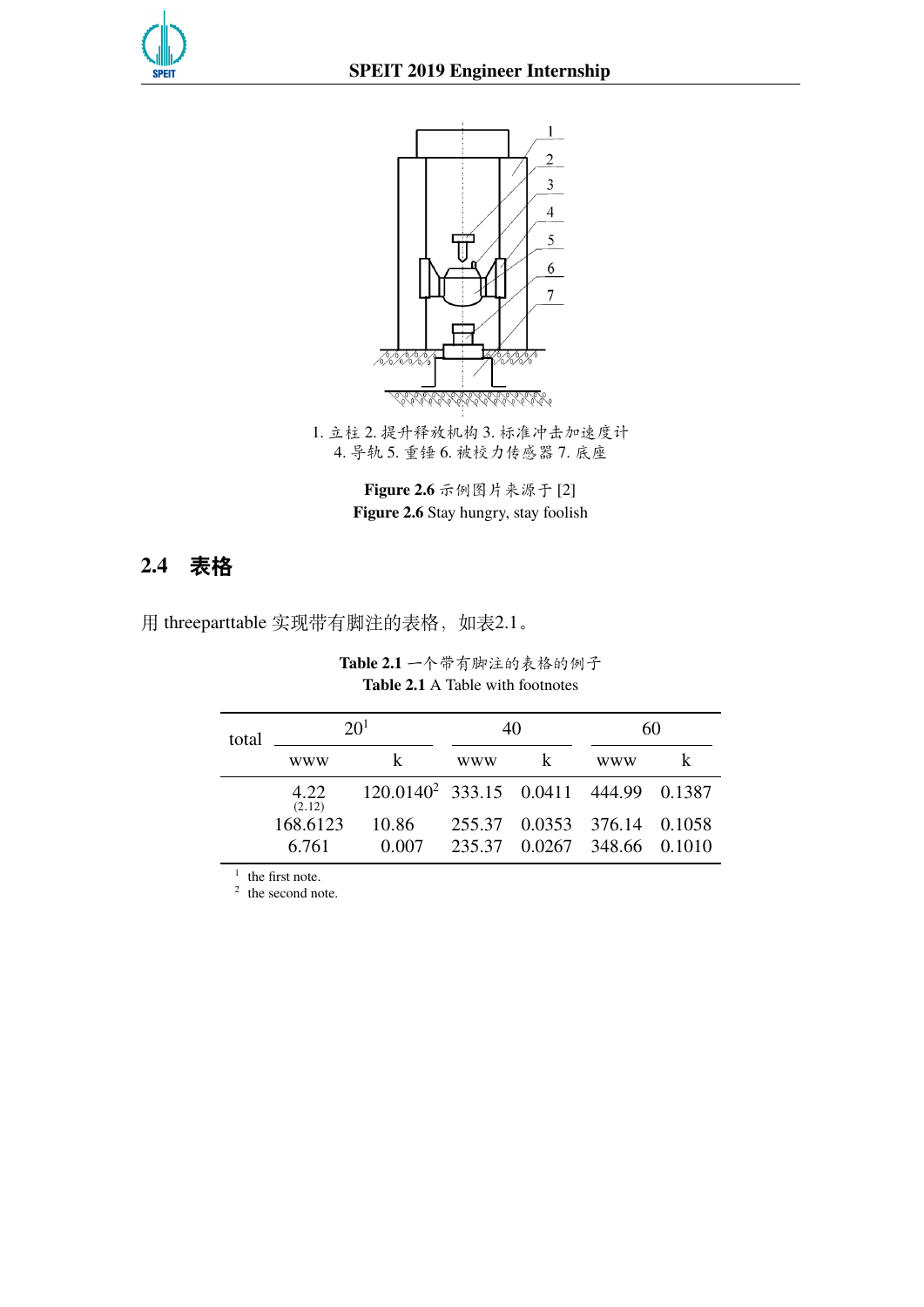1. 立柱 2. 提升释放机构 3. 标准冲击加速度计
4. 导轨 5. 重锤 6. 被校力传感器 7. 底座

**Figure 2.6** 示例图片来源于 [2]
**Figure 2.6** Stay hungry, stay foolish

## 2.4 表格

用 threeparttable 实现带有脚注的表格，如表2.1。

**Table 2.1** 一个带有脚注的表格的例子
**Table 2.1** A Table with footnotes

| total | 20[1] | | 40 | | 60 | |
|---|---|---|---|---|---|---|
| | www | k | www | k | www | k |
| | 4.22 (2.12) | 120.0140[2] | 333.15 | 0.0411 | 444.99 | 0.1387 |
| | 168.6123 | 10.86 | 255.37 | 0.0353 | 376.14 | 0.1058 |
| | 6.761 | 0.007 | 235.37 | 0.0267 | 348.66 | 0.1010 |

[1] the first note.
[2] the second note.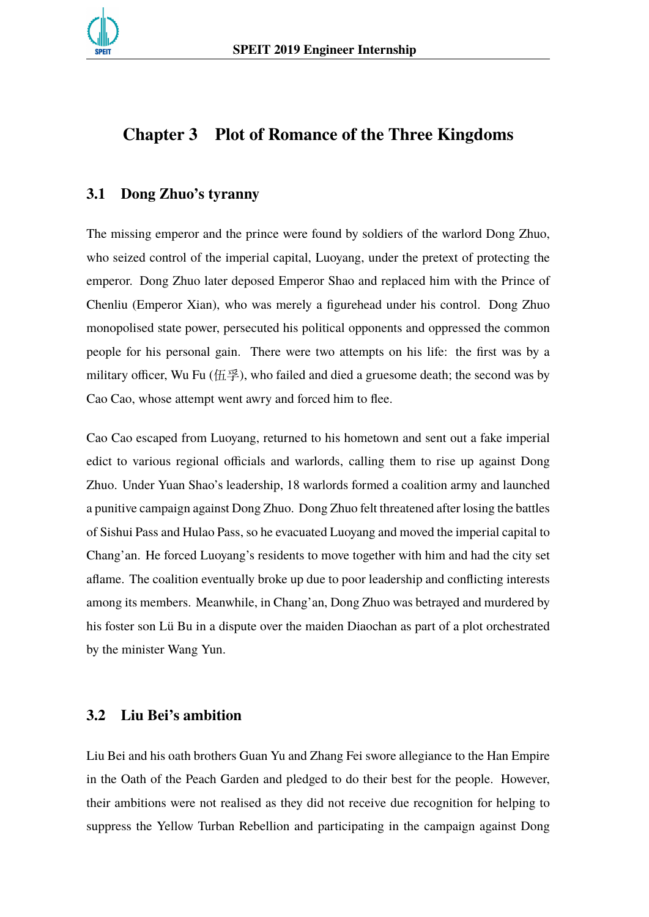# Chapter 3 Plot of Romance of the Three Kingdoms

## 3.1 Dong Zhuo's tyranny

The missing emperor and the prince were found by soldiers of the warlord Dong Zhuo, who seized control of the imperial capital, Luoyang, under the pretext of protecting the emperor. Dong Zhuo later deposed Emperor Shao and replaced him with the Prince of Chenliu (Emperor Xian), who was merely a figurehead under his control. Dong Zhuo monopolised state power, persecuted his political opponents and oppressed the common people for his personal gain. There were two attempts on his life: the first was by a military officer, Wu Fu (伍孚), who failed and died a gruesome death; the second was by Cao Cao, whose attempt went awry and forced him to flee.

Cao Cao escaped from Luoyang, returned to his hometown and sent out a fake imperial edict to various regional officials and warlords, calling them to rise up against Dong Zhuo. Under Yuan Shao's leadership, 18 warlords formed a coalition army and launched a punitive campaign against Dong Zhuo. Dong Zhuo felt threatened after losing the battles of Sishui Pass and Hulao Pass, so he evacuated Luoyang and moved the imperial capital to Chang'an. He forced Luoyang's residents to move together with him and had the city set aflame. The coalition eventually broke up due to poor leadership and conflicting interests among its members. Meanwhile, in Chang'an, Dong Zhuo was betrayed and murdered by his foster son Lü Bu in a dispute over the maiden Diaochan as part of a plot orchestrated by the minister Wang Yun.

## 3.2 Liu Bei's ambition

Liu Bei and his oath brothers Guan Yu and Zhang Fei swore allegiance to the Han Empire in the Oath of the Peach Garden and pledged to do their best for the people. However, their ambitions were not realised as they did not receive due recognition for helping to suppress the Yellow Turban Rebellion and participating in the campaign against Dong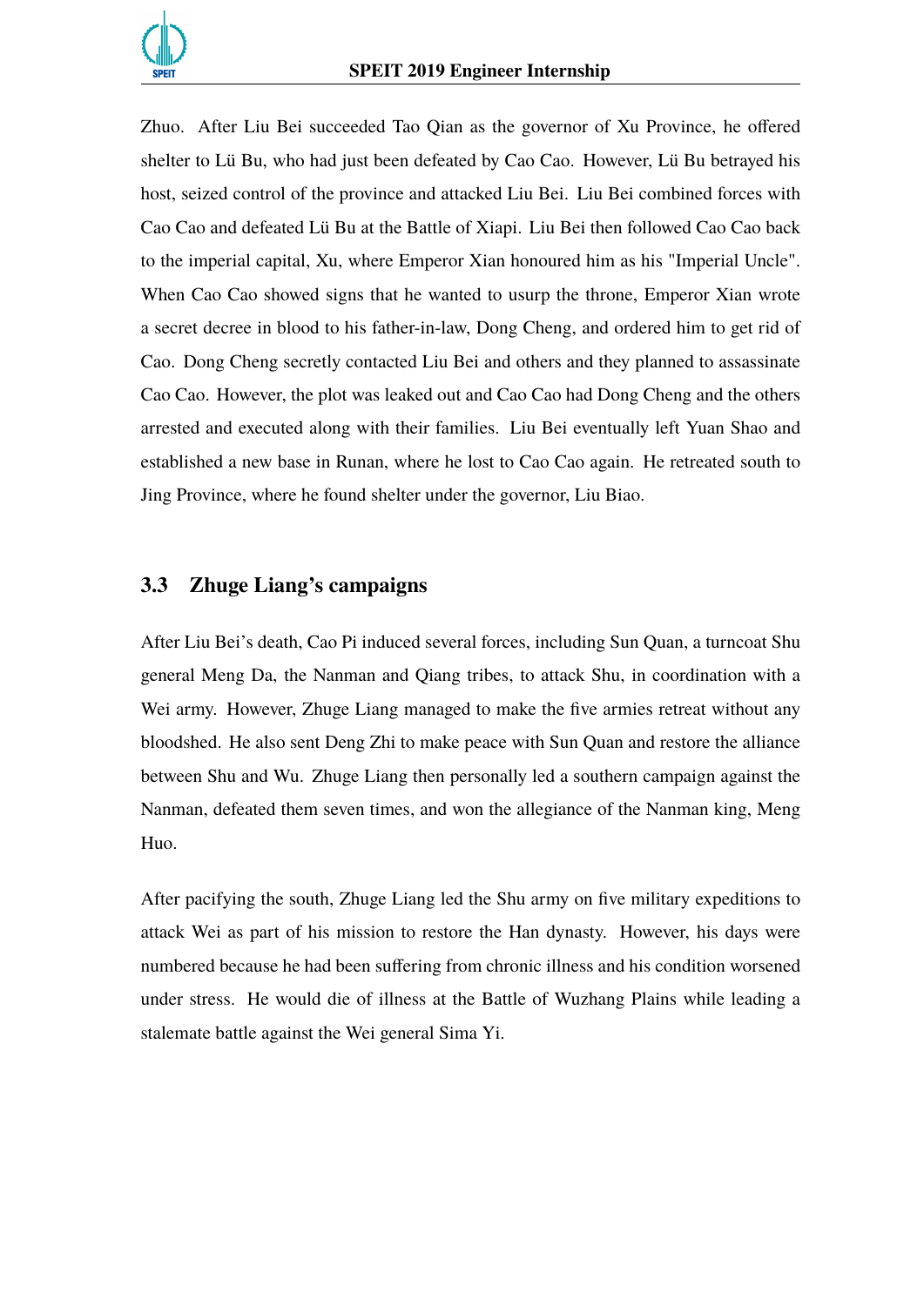Zhuo. After Liu Bei succeeded Tao Qian as the governor of Xu Province, he offered shelter to Lü Bu, who had just been defeated by Cao Cao. However, Lü Bu betrayed his host, seized control of the province and attacked Liu Bei. Liu Bei combined forces with Cao Cao and defeated Lü Bu at the Battle of Xiapi. Liu Bei then followed Cao Cao back to the imperial capital, Xu, where Emperor Xian honoured him as his "Imperial Uncle". When Cao Cao showed signs that he wanted to usurp the throne, Emperor Xian wrote a secret decree in blood to his father-in-law, Dong Cheng, and ordered him to get rid of Cao. Dong Cheng secretly contacted Liu Bei and others and they planned to assassinate Cao Cao. However, the plot was leaked out and Cao Cao had Dong Cheng and the others arrested and executed along with their families. Liu Bei eventually left Yuan Shao and established a new base in Runan, where he lost to Cao Cao again. He retreated south to Jing Province, where he found shelter under the governor, Liu Biao.

## 3.3 Zhuge Liang's campaigns

After Liu Bei's death, Cao Pi induced several forces, including Sun Quan, a turncoat Shu general Meng Da, the Nanman and Qiang tribes, to attack Shu, in coordination with a Wei army. However, Zhuge Liang managed to make the five armies retreat without any bloodshed. He also sent Deng Zhi to make peace with Sun Quan and restore the alliance between Shu and Wu. Zhuge Liang then personally led a southern campaign against the Nanman, defeated them seven times, and won the allegiance of the Nanman king, Meng Huo.

After pacifying the south, Zhuge Liang led the Shu army on five military expeditions to attack Wei as part of his mission to restore the Han dynasty. However, his days were numbered because he had been suffering from chronic illness and his condition worsened under stress. He would die of illness at the Battle of Wuzhang Plains while leading a stalemate battle against the Wei general Sima Yi.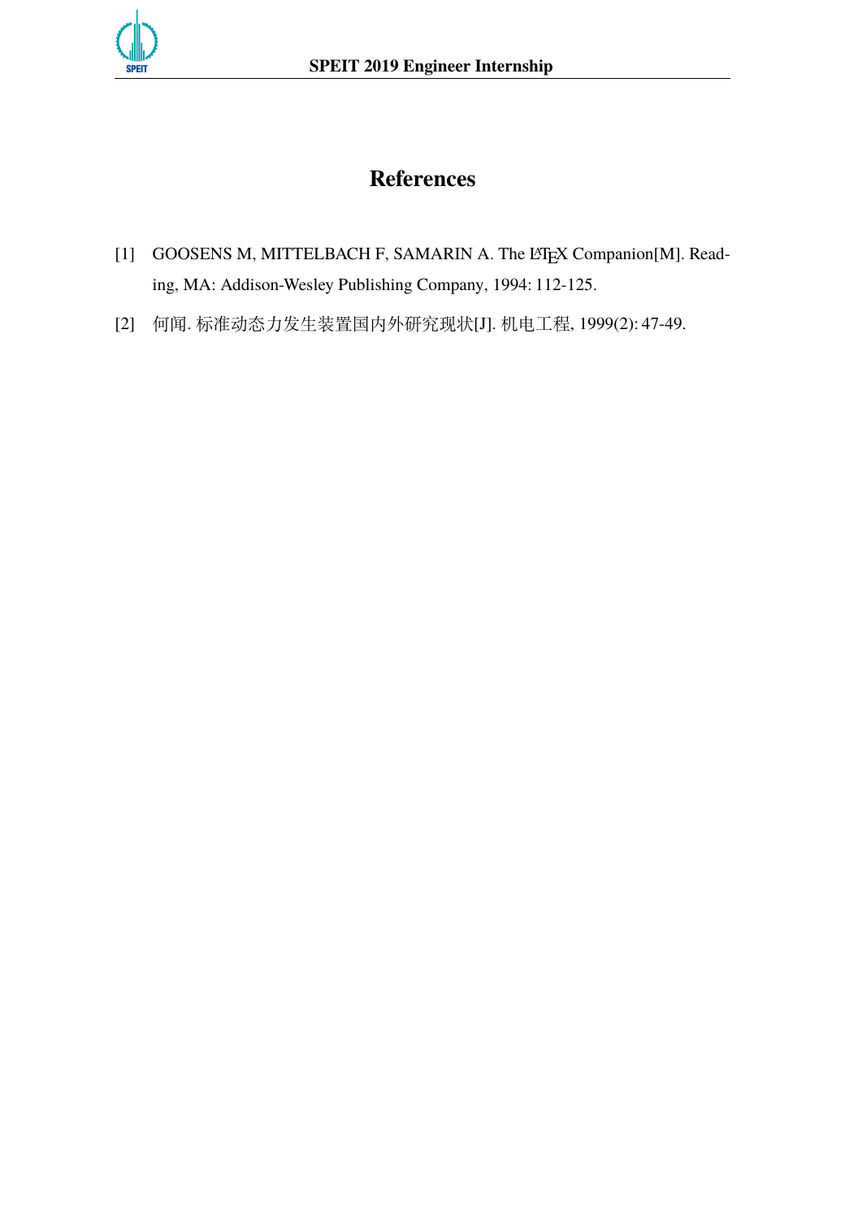# References

[1] GOOSENS M, MITTELBACH F, SAMARIN A. The LaTeX Companion[M]. Reading, MA: Addison-Wesley Publishing Company, 1994: 112-125.

[2] 何闻. 标准动态力发生装置国内外研究现状[J]. 机电工程, 1999(2): 47-49.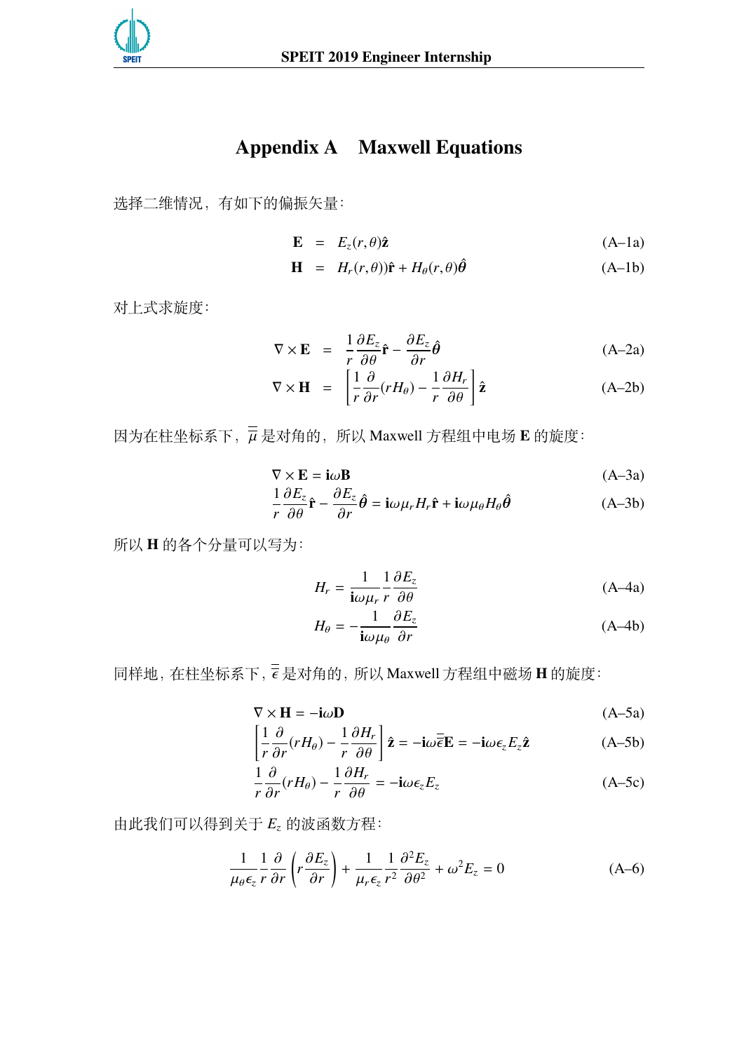# Appendix A　Maxwell Equations

选择二维情况，有如下的偏振矢量：

$$\mathbf{E} = E_z(r,\theta)\hat{\mathbf{z}} \tag{A–1a}$$

$$\mathbf{H} = H_r(r,\theta))\hat{\mathbf{r}} + H_\theta(r,\theta)\hat{\boldsymbol{\theta}} \tag{A–1b}$$

对上式求旋度：

$$\nabla\times\mathbf{E} = \frac{1}{r}\frac{\partial E_z}{\partial\theta}\hat{\mathbf{r}} - \frac{\partial E_z}{\partial r}\hat{\boldsymbol{\theta}} \tag{A–2a}$$

$$\nabla\times\mathbf{H} = \left[\frac{1}{r}\frac{\partial}{\partial r}(rH_\theta) - \frac{1}{r}\frac{\partial H_r}{\partial\theta}\right]\hat{\mathbf{z}} \tag{A–2b}$$

因为在柱坐标系下，$\overline{\overline{\mu}}$ 是对角的，所以 Maxwell 方程组中电场 **E** 的旋度：

$$\nabla\times\mathbf{E} = \mathbf{i}\omega\mathbf{B} \tag{A–3a}$$

$$\frac{1}{r}\frac{\partial E_z}{\partial\theta}\hat{\mathbf{r}} - \frac{\partial E_z}{\partial r}\hat{\boldsymbol{\theta}} = \mathbf{i}\omega\mu_r H_r\hat{\mathbf{r}} + \mathbf{i}\omega\mu_\theta H_\theta\hat{\boldsymbol{\theta}} \tag{A–3b}$$

所以 **H** 的各个分量可以写为：

$$H_r = \frac{1}{\mathbf{i}\omega\mu_r}\frac{1}{r}\frac{\partial E_z}{\partial\theta} \tag{A–4a}$$

$$H_\theta = -\frac{1}{\mathbf{i}\omega\mu_\theta}\frac{\partial E_z}{\partial r} \tag{A–4b}$$

同样地，在柱坐标系下，$\overline{\overline{\epsilon}}$ 是对角的，所以 Maxwell 方程组中磁场 **H** 的旋度：

$$\nabla\times\mathbf{H} = -\mathbf{i}\omega\mathbf{D} \tag{A–5a}$$

$$\left[\frac{1}{r}\frac{\partial}{\partial r}(rH_\theta) - \frac{1}{r}\frac{\partial H_r}{\partial\theta}\right]\hat{\mathbf{z}} = -\mathbf{i}\omega\overline{\overline{\epsilon}}\mathbf{E} = -\mathbf{i}\omega\epsilon_z E_z\hat{\mathbf{z}} \tag{A–5b}$$

$$\frac{1}{r}\frac{\partial}{\partial r}(rH_\theta) - \frac{1}{r}\frac{\partial H_r}{\partial\theta} = -\mathbf{i}\omega\epsilon_z E_z \tag{A–5c}$$

由此我们可以得到关于 $E_z$ 的波函数方程：

$$\frac{1}{\mu_\theta\epsilon_z}\frac{1}{r}\frac{\partial}{\partial r}\left(r\frac{\partial E_z}{\partial r}\right) + \frac{1}{\mu_r\epsilon_z}\frac{1}{r^2}\frac{\partial^2 E_z}{\partial\theta^2} + \omega^2 E_z = 0 \tag{A–6}$$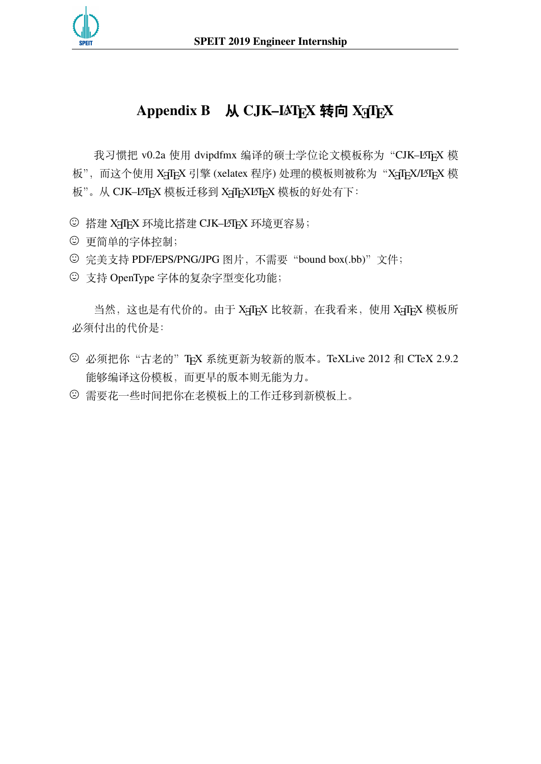# Appendix B　从 CJK–LATEX 转向 XƎTEX

我习惯把 v0.2a 使用 dvipdfmx 编译的硕士学位论文模板称为 “CJK–LATEX 模板”，而这个使用 XƎTEX 引擎 (xelatex 程序) 处理的模板则被称为 “XƎTEX/LATEX 模板”。从 CJK–LATEX 模板迁移到 XƎTEXLATEX 模板的好处有下：

- ☺ 搭建 XƎTEX 环境比搭建 CJK–LATEX 环境更容易；
- ☺ 更简单的字体控制；
- ☺ 完美支持 PDF/EPS/PNG/JPG 图片，不需要 “bound box(.bb)” 文件；
- ☺ 支持 OpenType 字体的复杂字型变化功能；

当然，这也是有代价的。由于 XƎTEX 比较新，在我看来，使用 XƎTEX 模板所必须付出的代价是：

- ☹ 必须把你 “古老的” TEX 系统更新为较新的版本。TeXLive 2012 和 CTeX 2.9.2 能够编译这份模板，而更早的版本则无能为力。
- ☹ 需要花一些时间把你在老模板上的工作迁移到新模板上。